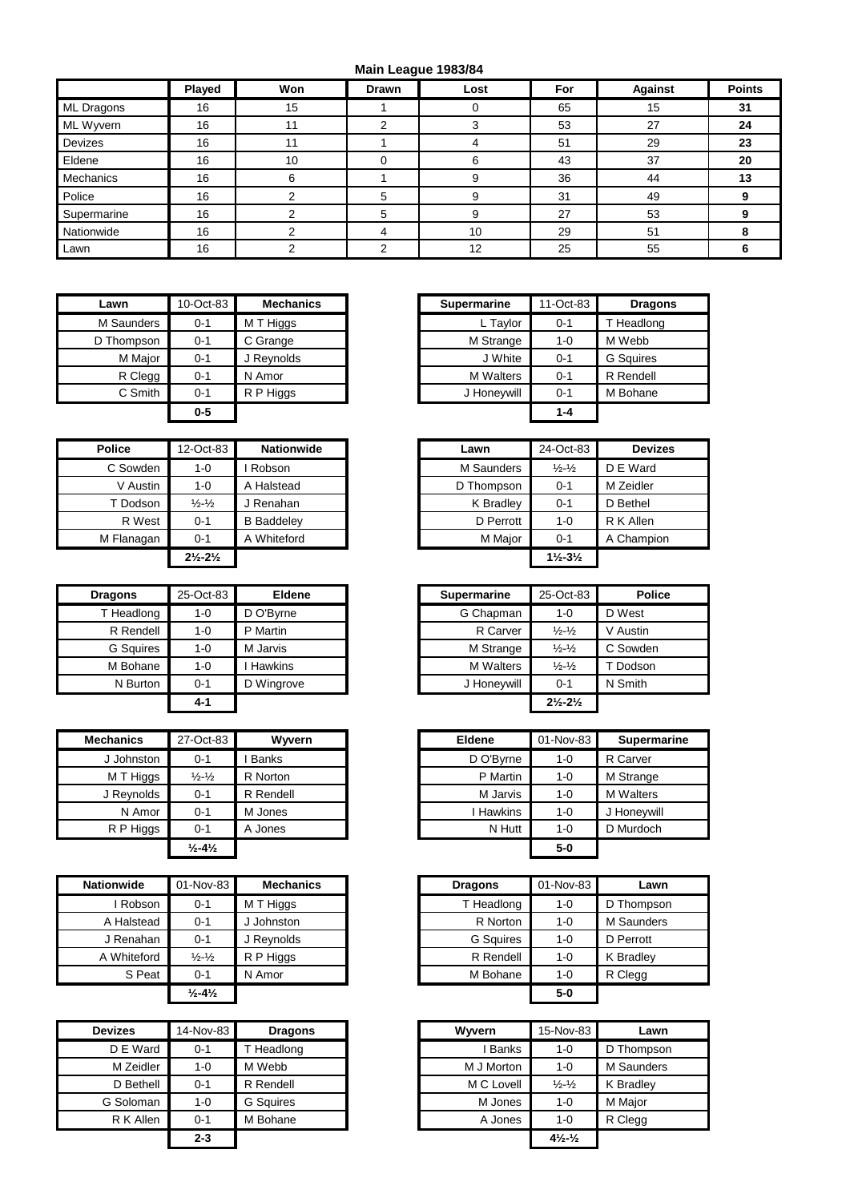## Main League 1983/84

| | Played | Won | Drawn | Lost | For | Against | Points |
|---|---|---|---|---|---|---|---|
| ML Dragons | 16 | 15 | 1 | 0 | 65 | 15 | **31** |
| ML Wyvern | 16 | 11 | 2 | 3 | 53 | 27 | **24** |
| Devizes | 16 | 11 | 1 | 4 | 51 | 29 | **23** |
| Eldene | 16 | 10 | 0 | 6 | 43 | 37 | **20** |
| Mechanics | 16 | 6 | 1 | 9 | 36 | 44 | **13** |
| Police | 16 | 2 | 5 | 9 | 31 | 49 | **9** |
| Supermarine | 16 | 2 | 5 | 9 | 27 | 53 | **9** |
| Nationwide | 16 | 2 | 4 | 10 | 29 | 51 | **8** |
| Lawn | 16 | 2 | 2 | 12 | 25 | 55 | **6** |

| Lawn | 10-Oct-83 | Mechanics |
|---|---|---|
| M Saunders | 0-1 | M T Higgs |
| D Thompson | 0-1 | C Grange |
| M Major | 0-1 | J Reynolds |
| R Clegg | 0-1 | N Amor |
| C Smith | 0-1 | R P Higgs |
| | **0-5** | |

| Supermarine | 11-Oct-83 | Dragons |
|---|---|---|
| L Taylor | 0-1 | T Headlong |
| M Strange | 1-0 | M Webb |
| J White | 0-1 | G Squires |
| M Walters | 0-1 | R Rendell |
| J Honeywill | 0-1 | M Bohane |
| | **1-4** | |

| Police | 12-Oct-83 | Nationwide |
|---|---|---|
| C Sowden | 1-0 | I Robson |
| V Austin | 1-0 | A Halstead |
| T Dodson | ½-½ | J Renahan |
| R West | 0-1 | B Baddeley |
| M Flanagan | 0-1 | A Whiteford |
| | **2½-2½** | |

| Lawn | 24-Oct-83 | Devizes |
|---|---|---|
| M Saunders | ½-½ | D E Ward |
| D Thompson | 0-1 | M Zeidler |
| K Bradley | 0-1 | D Bethel |
| D Perrott | 1-0 | R K Allen |
| M Major | 0-1 | A Champion |
| | **1½-3½** | |

| Dragons | 25-Oct-83 | Eldene |
|---|---|---|
| T Headlong | 1-0 | D O'Byrne |
| R Rendell | 1-0 | P Martin |
| G Squires | 1-0 | M Jarvis |
| M Bohane | 1-0 | I Hawkins |
| N Burton | 0-1 | D Wingrove |
| | **4-1** | |

| Supermarine | 25-Oct-83 | Police |
|---|---|---|
| G Chapman | 1-0 | D West |
| R Carver | ½-½ | V Austin |
| M Strange | ½-½ | C Sowden |
| M Walters | ½-½ | T Dodson |
| J Honeywill | 0-1 | N Smith |
| | **2½-2½** | |

| Mechanics | 27-Oct-83 | Wyvern |
|---|---|---|
| J Johnston | 0-1 | I Banks |
| M T Higgs | ½-½ | R Norton |
| J Reynolds | 0-1 | R Rendell |
| N Amor | 0-1 | M Jones |
| R P Higgs | 0-1 | A Jones |
| | **½-4½** | |

| Eldene | 01-Nov-83 | Supermarine |
|---|---|---|
| D O'Byrne | 1-0 | R Carver |
| P Martin | 1-0 | M Strange |
| M Jarvis | 1-0 | M Walters |
| I Hawkins | 1-0 | J Honeywill |
| N Hutt | 1-0 | D Murdoch |
| | **5-0** | |

| Nationwide | 01-Nov-83 | Mechanics |
|---|---|---|
| I Robson | 0-1 | M T Higgs |
| A Halstead | 0-1 | J Johnston |
| J Renahan | 0-1 | J Reynolds |
| A Whiteford | ½-½ | R P Higgs |
| S Peat | 0-1 | N Amor |
| | **½-4½** | |

| Dragons | 01-Nov-83 | Lawn |
|---|---|---|
| T Headlong | 1-0 | D Thompson |
| R Norton | 1-0 | M Saunders |
| G Squires | 1-0 | D Perrott |
| R Rendell | 1-0 | K Bradley |
| M Bohane | 1-0 | R Clegg |
| | **5-0** | |

| Devizes | 14-Nov-83 | Dragons |
|---|---|---|
| D E Ward | 0-1 | T Headlong |
| M Zeidler | 1-0 | M Webb |
| D Bethell | 0-1 | R Rendell |
| G Soloman | 1-0 | G Squires |
| R K Allen | 0-1 | M Bohane |
| | **2-3** | |

| Wyvern | 15-Nov-83 | Lawn |
|---|---|---|
| I Banks | 1-0 | D Thompson |
| M J Morton | 1-0 | M Saunders |
| M C Lovell | ½-½ | K Bradley |
| M Jones | 1-0 | M Major |
| A Jones | 1-0 | R Clegg |
| | **4½-½** | |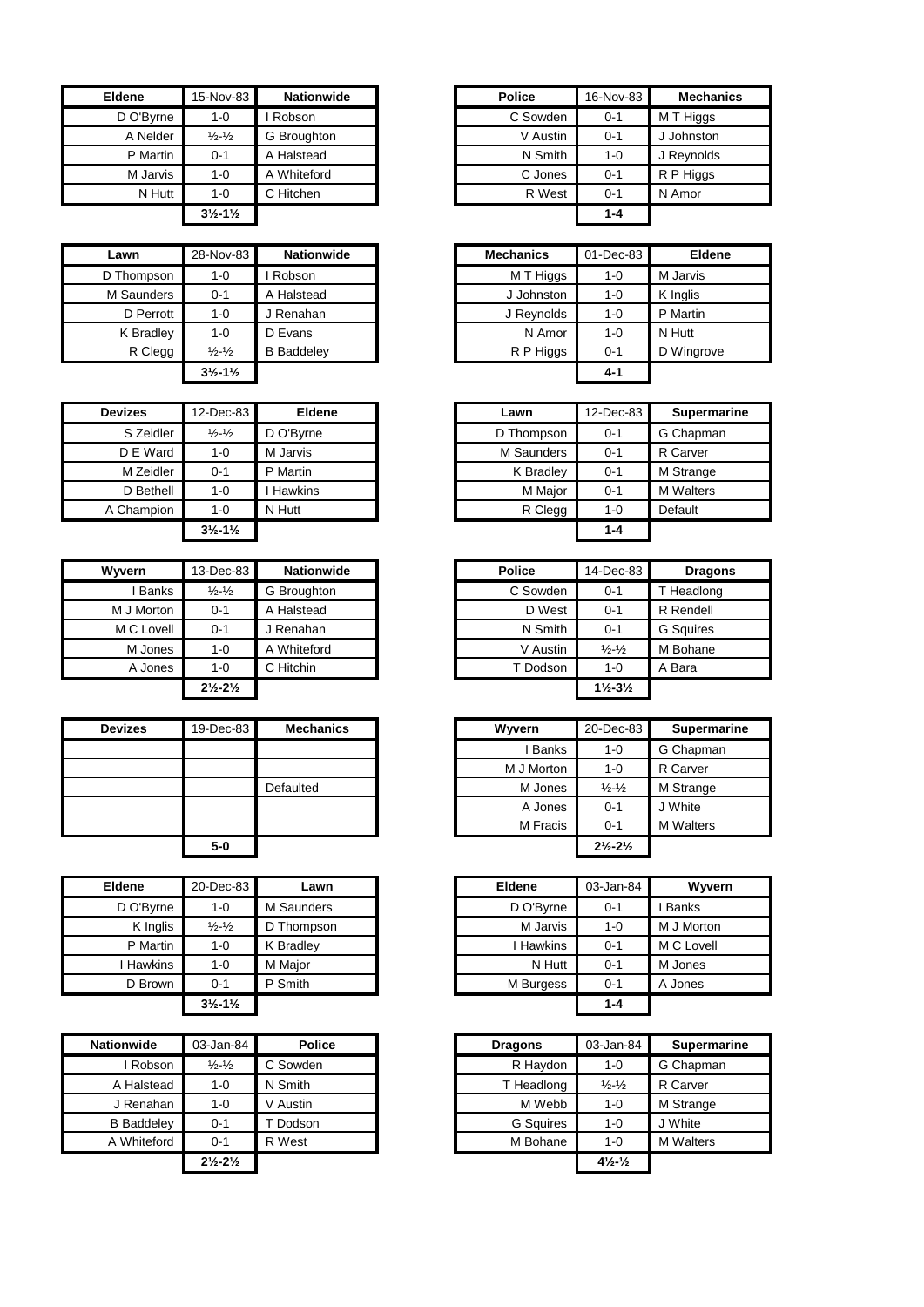| Eldene | 15-Nov-83 | Nationwide |
|---|---|---|
| D O'Byrne | 1-0 | I Robson |
| A Nelder | ½-½ | G Broughton |
| P Martin | 0-1 | A Halstead |
| M Jarvis | 1-0 | A Whiteford |
| N Hutt | 1-0 | C Hitchen |
| | 3½-1½ | |

| Police | 16-Nov-83 | Mechanics |
|---|---|---|
| C Sowden | 0-1 | M T Higgs |
| V Austin | 0-1 | J Johnston |
| N Smith | 1-0 | J Reynolds |
| C Jones | 0-1 | R P Higgs |
| R West | 0-1 | N Amor |
| | 1-4 | |

| Lawn | 28-Nov-83 | Nationwide |
|---|---|---|
| D Thompson | 1-0 | I Robson |
| M Saunders | 0-1 | A Halstead |
| D Perrott | 1-0 | J Renahan |
| K Bradley | 1-0 | D Evans |
| R Clegg | ½-½ | B Baddeley |
| | 3½-1½ | |

| Mechanics | 01-Dec-83 | Eldene |
|---|---|---|
| M T Higgs | 1-0 | M Jarvis |
| J Johnston | 1-0 | K Inglis |
| J Reynolds | 1-0 | P Martin |
| N Amor | 1-0 | N Hutt |
| R P Higgs | 0-1 | D Wingrove |
| | 4-1 | |

| Devizes | 12-Dec-83 | Eldene |
|---|---|---|
| S Zeidler | ½-½ | D O'Byrne |
| D E Ward | 1-0 | M Jarvis |
| M Zeidler | 0-1 | P Martin |
| D Bethell | 1-0 | I Hawkins |
| A Champion | 1-0 | N Hutt |
| | 3½-1½ | |

| Lawn | 12-Dec-83 | Supermarine |
|---|---|---|
| D Thompson | 0-1 | G Chapman |
| M Saunders | 0-1 | R Carver |
| K Bradley | 0-1 | M Strange |
| M Major | 0-1 | M Walters |
| R Clegg | 1-0 | Default |
| | 1-4 | |

| Wyvern | 13-Dec-83 | Nationwide |
|---|---|---|
| I Banks | ½-½ | G Broughton |
| M J Morton | 0-1 | A Halstead |
| M C Lovell | 0-1 | J Renahan |
| M Jones | 1-0 | A Whiteford |
| A Jones | 1-0 | C Hitchin |
| | 2½-2½ | |

| Police | 14-Dec-83 | Dragons |
|---|---|---|
| C Sowden | 0-1 | T Headlong |
| D West | 0-1 | R Rendell |
| N Smith | 0-1 | G Squires |
| V Austin | ½-½ | M Bohane |
| T Dodson | 1-0 | A Bara |
| | 1½-3½ | |

| Devizes | 19-Dec-83 | Mechanics |
|---|---|---|
| | | |
| | | |
| | | Defaulted |
| | | |
| | | |
| | 5-0 | |

| Wyvern | 20-Dec-83 | Supermarine |
|---|---|---|
| I Banks | 1-0 | G Chapman |
| M J Morton | 1-0 | R Carver |
| M Jones | ½-½ | M Strange |
| A Jones | 0-1 | J White |
| M Fracis | 0-1 | M Walters |
| | 2½-2½ | |

| Eldene | 20-Dec-83 | Lawn |
|---|---|---|
| D O'Byrne | 1-0 | M Saunders |
| K Inglis | ½-½ | D Thompson |
| P Martin | 1-0 | K Bradley |
| I Hawkins | 1-0 | M Major |
| D Brown | 0-1 | P Smith |
| | 3½-1½ | |

| Eldene | 03-Jan-84 | Wyvern |
|---|---|---|
| D O'Byrne | 0-1 | I Banks |
| M Jarvis | 1-0 | M J Morton |
| I Hawkins | 0-1 | M C Lovell |
| N Hutt | 0-1 | M Jones |
| M Burgess | 0-1 | A Jones |
| | 1-4 | |

| Nationwide | 03-Jan-84 | Police |
|---|---|---|
| I Robson | ½-½ | C Sowden |
| A Halstead | 1-0 | N Smith |
| J Renahan | 1-0 | V Austin |
| B Baddeley | 0-1 | T Dodson |
| A Whiteford | 0-1 | R West |
| | 2½-2½ | |

| Dragons | 03-Jan-84 | Supermarine |
|---|---|---|
| R Haydon | 1-0 | G Chapman |
| T Headlong | ½-½ | R Carver |
| M Webb | 1-0 | M Strange |
| G Squires | 1-0 | J White |
| M Bohane | 1-0 | M Walters |
| | 4½-½ | |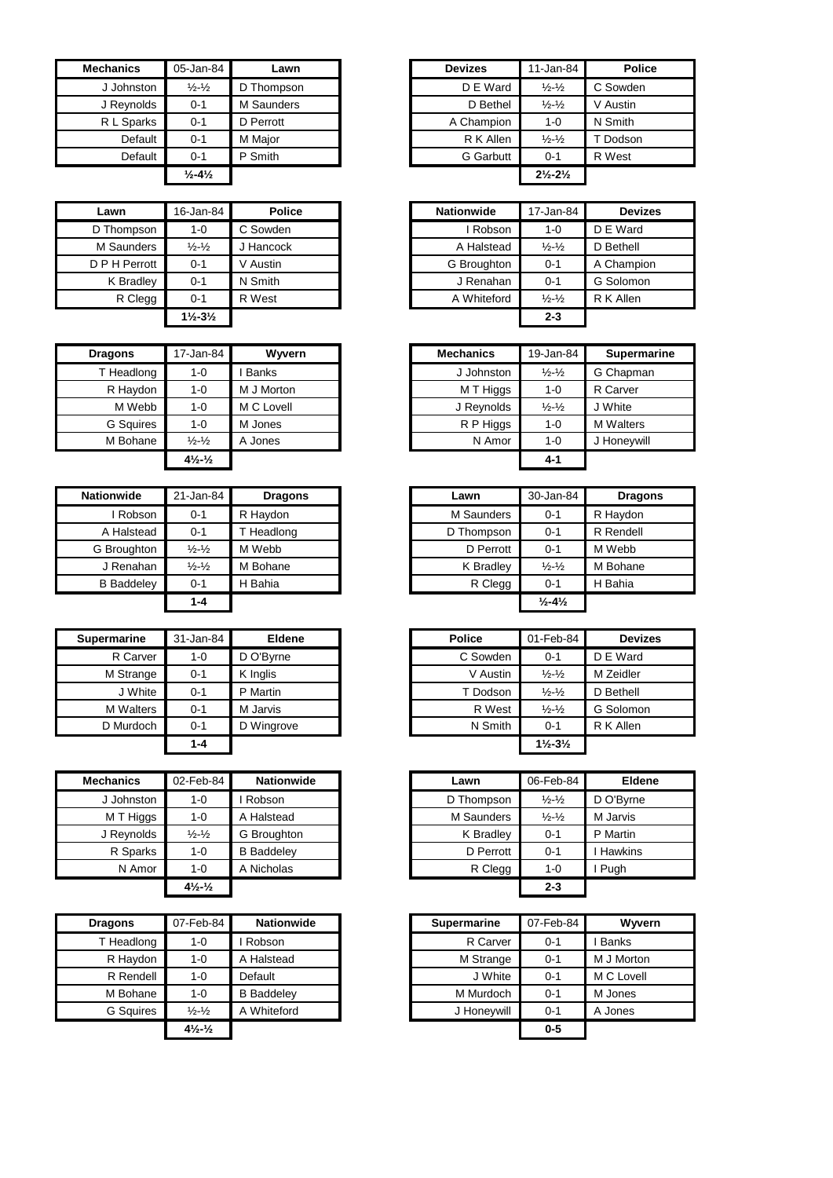| Mechanics | 05-Jan-84 | Lawn |
|---|---|---|
| J Johnston | ½-½ | D Thompson |
| J Reynolds | 0-1 | M Saunders |
| R L Sparks | 0-1 | D Perrott |
| Default | 0-1 | M Major |
| Default | 0-1 | P Smith |
| | **½-4½** | |

| Devizes | 11-Jan-84 | Police |
|---|---|---|
| D E Ward | ½-½ | C Sowden |
| D Bethel | ½-½ | V Austin |
| A Champion | 1-0 | N Smith |
| R K Allen | ½-½ | T Dodson |
| G Garbutt | 0-1 | R West |
| | **2½-2½** | |

| Lawn | 16-Jan-84 | Police |
|---|---|---|
| D Thompson | 1-0 | C Sowden |
| M Saunders | ½-½ | J Hancock |
| D P H Perrott | 0-1 | V Austin |
| K Bradley | 0-1 | N Smith |
| R Clegg | 0-1 | R West |
| | **1½-3½** | |

| Nationwide | 17-Jan-84 | Devizes |
|---|---|---|
| I Robson | 1-0 | D E Ward |
| A Halstead | ½-½ | D Bethell |
| G Broughton | 0-1 | A Champion |
| J Renahan | 0-1 | G Solomon |
| A Whiteford | ½-½ | R K Allen |
| | **2-3** | |

| Dragons | 17-Jan-84 | Wyvern |
|---|---|---|
| T Headlong | 1-0 | I Banks |
| R Haydon | 1-0 | M J Morton |
| M Webb | 1-0 | M C Lovell |
| G Squires | 1-0 | M Jones |
| M Bohane | ½-½ | A Jones |
| | **4½-½** | |

| Mechanics | 19-Jan-84 | Supermarine |
|---|---|---|
| J Johnston | ½-½ | G Chapman |
| M T Higgs | 1-0 | R Carver |
| J Reynolds | ½-½ | J White |
| R P Higgs | 1-0 | M Walters |
| N Amor | 1-0 | J Honeywill |
| | **4-1** | |

| Nationwide | 21-Jan-84 | Dragons |
|---|---|---|
| I Robson | 0-1 | R Haydon |
| A Halstead | 0-1 | T Headlong |
| G Broughton | ½-½ | M Webb |
| J Renahan | ½-½ | M Bohane |
| B Baddeley | 0-1 | H Bahia |
| | **1-4** | |

| Lawn | 30-Jan-84 | Dragons |
|---|---|---|
| M Saunders | 0-1 | R Haydon |
| D Thompson | 0-1 | R Rendell |
| D Perrott | 0-1 | M Webb |
| K Bradley | ½-½ | M Bohane |
| R Clegg | 0-1 | H Bahia |
| | **½-4½** | |

| Supermarine | 31-Jan-84 | Eldene |
|---|---|---|
| R Carver | 1-0 | D O'Byrne |
| M Strange | 0-1 | K Inglis |
| J White | 0-1 | P Martin |
| M Walters | 0-1 | M Jarvis |
| D Murdoch | 0-1 | D Wingrove |
| | **1-4** | |

| Police | 01-Feb-84 | Devizes |
|---|---|---|
| C Sowden | 0-1 | D E Ward |
| V Austin | ½-½ | M Zeidler |
| T Dodson | ½-½ | D Bethell |
| R West | ½-½ | G Solomon |
| N Smith | 0-1 | R K Allen |
| | **1½-3½** | |

| Mechanics | 02-Feb-84 | Nationwide |
|---|---|---|
| J Johnston | 1-0 | I Robson |
| M T Higgs | 1-0 | A Halstead |
| J Reynolds | ½-½ | G Broughton |
| R Sparks | 1-0 | B Baddeley |
| N Amor | 1-0 | A Nicholas |
| | **4½-½** | |

| Lawn | 06-Feb-84 | Eldene |
|---|---|---|
| D Thompson | ½-½ | D O'Byrne |
| M Saunders | ½-½ | M Jarvis |
| K Bradley | 0-1 | P Martin |
| D Perrott | 0-1 | I Hawkins |
| R Clegg | 1-0 | I Pugh |
| | **2-3** | |

| Dragons | 07-Feb-84 | Nationwide |
|---|---|---|
| T Headlong | 1-0 | I Robson |
| R Haydon | 1-0 | A Halstead |
| R Rendell | 1-0 | Default |
| M Bohane | 1-0 | B Baddeley |
| G Squires | ½-½ | A Whiteford |
| | **4½-½** | |

| Supermarine | 07-Feb-84 | Wyvern |
|---|---|---|
| R Carver | 0-1 | I Banks |
| M Strange | 0-1 | M J Morton |
| J White | 0-1 | M C Lovell |
| M Murdoch | 0-1 | M Jones |
| J Honeywill | 0-1 | A Jones |
| | **0-5** | |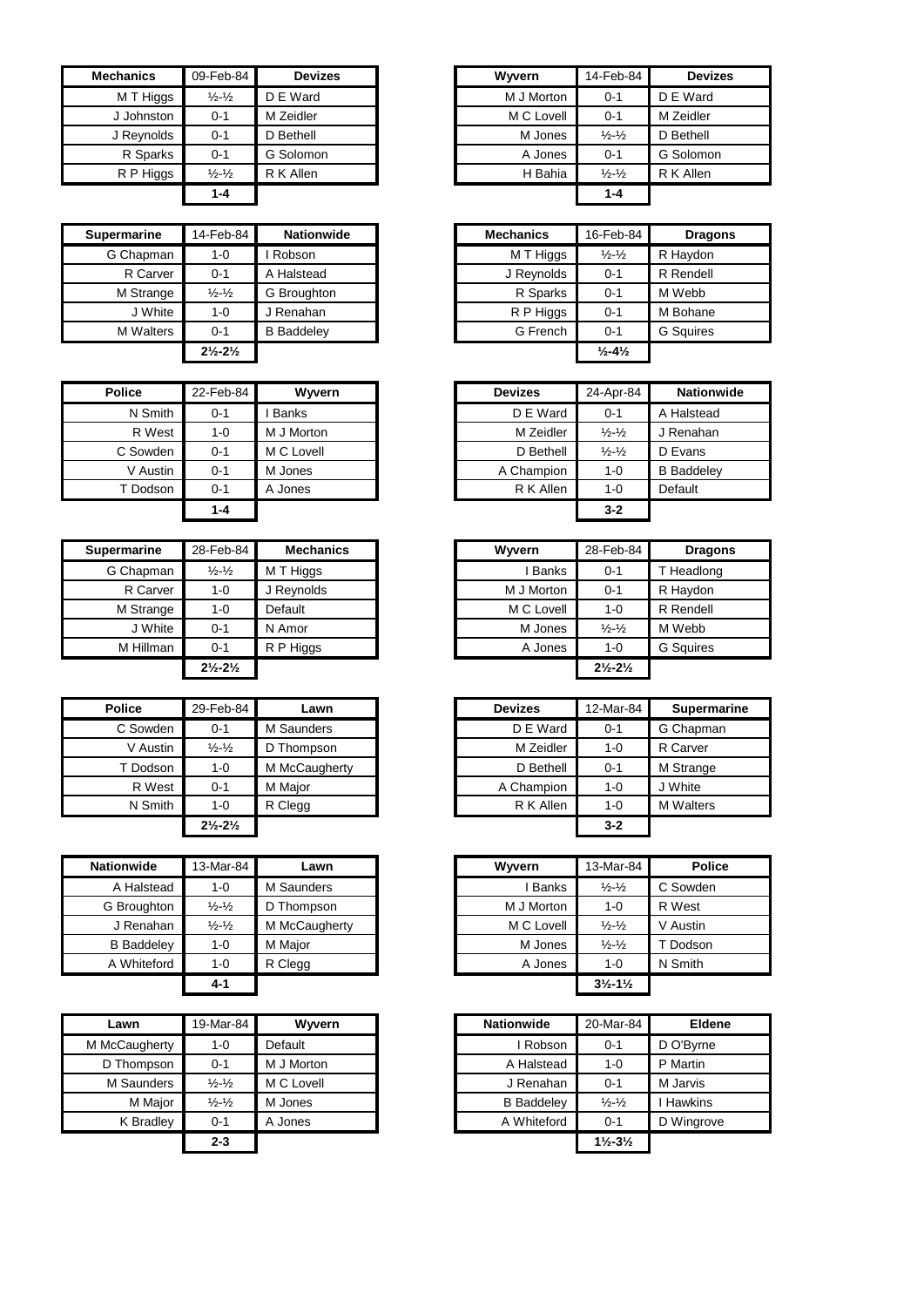| Mechanics | 09-Feb-84 | Devizes |
|---|---|---|
| M T Higgs | ½-½ | D E Ward |
| J Johnston | 0-1 | M Zeidler |
| J Reynolds | 0-1 | D Bethell |
| R Sparks | 0-1 | G Solomon |
| R P Higgs | ½-½ | R K Allen |
| | 1-4 | |

| Wyvern | 14-Feb-84 | Devizes |
|---|---|---|
| M J Morton | 0-1 | D E Ward |
| M C Lovell | 0-1 | M Zeidler |
| M Jones | ½-½ | D Bethell |
| A Jones | 0-1 | G Solomon |
| H Bahia | ½-½ | R K Allen |
| | 1-4 | |

| Supermarine | 14-Feb-84 | Nationwide |
|---|---|---|
| G Chapman | 1-0 | I Robson |
| R Carver | 0-1 | A Halstead |
| M Strange | ½-½ | G Broughton |
| J White | 1-0 | J Renahan |
| M Walters | 0-1 | B Baddeley |
| | 2½-2½ | |

| Mechanics | 16-Feb-84 | Dragons |
|---|---|---|
| M T Higgs | ½-½ | R Haydon |
| J Reynolds | 0-1 | R Rendell |
| R Sparks | 0-1 | M Webb |
| R P Higgs | 0-1 | M Bohane |
| G French | 0-1 | G Squires |
| | ½-4½ | |

| Police | 22-Feb-84 | Wyvern |
|---|---|---|
| N Smith | 0-1 | I Banks |
| R West | 1-0 | M J Morton |
| C Sowden | 0-1 | M C Lovell |
| V Austin | 0-1 | M Jones |
| T Dodson | 0-1 | A Jones |
| | 1-4 | |

| Devizes | 24-Apr-84 | Nationwide |
|---|---|---|
| D E Ward | 0-1 | A Halstead |
| M Zeidler | ½-½ | J Renahan |
| D Bethell | ½-½ | D Evans |
| A Champion | 1-0 | B Baddeley |
| R K Allen | 1-0 | Default |
| | 3-2 | |

| Supermarine | 28-Feb-84 | Mechanics |
|---|---|---|
| G Chapman | ½-½ | M T Higgs |
| R Carver | 1-0 | J Reynolds |
| M Strange | 1-0 | Default |
| J White | 0-1 | N Amor |
| M Hillman | 0-1 | R P Higgs |
| | 2½-2½ | |

| Wyvern | 28-Feb-84 | Dragons |
|---|---|---|
| I Banks | 0-1 | T Headlong |
| M J Morton | 0-1 | R Haydon |
| M C Lovell | 1-0 | R Rendell |
| M Jones | ½-½ | M Webb |
| A Jones | 1-0 | G Squires |
| | 2½-2½ | |

| Police | 29-Feb-84 | Lawn |
|---|---|---|
| C Sowden | 0-1 | M Saunders |
| V Austin | ½-½ | D Thompson |
| T Dodson | 1-0 | M McCaugherty |
| R West | 0-1 | M Major |
| N Smith | 1-0 | R Clegg |
| | 2½-2½ | |

| Devizes | 12-Mar-84 | Supermarine |
|---|---|---|
| D E Ward | 0-1 | G Chapman |
| M Zeidler | 1-0 | R Carver |
| D Bethell | 0-1 | M Strange |
| A Champion | 1-0 | J White |
| R K Allen | 1-0 | M Walters |
| | 3-2 | |

| Nationwide | 13-Mar-84 | Lawn |
|---|---|---|
| A Halstead | 1-0 | M Saunders |
| G Broughton | ½-½ | D Thompson |
| J Renahan | ½-½ | M McCaugherty |
| B Baddeley | 1-0 | M Major |
| A Whiteford | 1-0 | R Clegg |
| | 4-1 | |

| Wyvern | 13-Mar-84 | Police |
|---|---|---|
| I Banks | ½-½ | C Sowden |
| M J Morton | 1-0 | R West |
| M C Lovell | ½-½ | V Austin |
| M Jones | ½-½ | T Dodson |
| A Jones | 1-0 | N Smith |
| | 3½-1½ | |

| Lawn | 19-Mar-84 | Wyvern |
|---|---|---|
| M McCaugherty | 1-0 | Default |
| D Thompson | 0-1 | M J Morton |
| M Saunders | ½-½ | M C Lovell |
| M Major | ½-½ | M Jones |
| K Bradley | 0-1 | A Jones |
| | 2-3 | |

| Nationwide | 20-Mar-84 | Eldene |
|---|---|---|
| I Robson | 0-1 | D O'Byrne |
| A Halstead | 1-0 | P Martin |
| J Renahan | 0-1 | M Jarvis |
| B Baddeley | ½-½ | I Hawkins |
| A Whiteford | 0-1 | D Wingrove |
| | 1½-3½ | |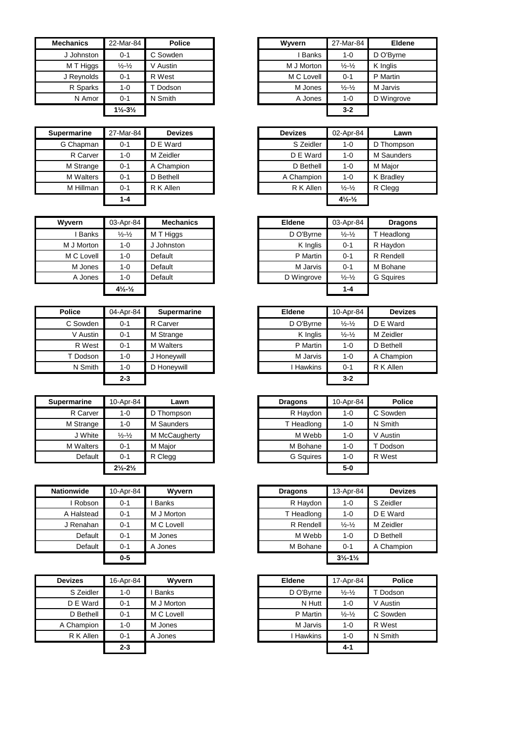| Mechanics | 22-Mar-84 | Police |
|---|---|---|
| J Johnston | 0-1 | C Sowden |
| M T Higgs | ½-½ | V Austin |
| J Reynolds | 0-1 | R West |
| R Sparks | 1-0 | T Dodson |
| N Amor | 0-1 | N Smith |
| | 1½-3½ | |

| Wyvern | 27-Mar-84 | Eldene |
|---|---|---|
| I Banks | 1-0 | D O'Byrne |
| M J Morton | ½-½ | K Inglis |
| M C Lovell | 0-1 | P Martin |
| M Jones | ½-½ | M Jarvis |
| A Jones | 1-0 | D Wingrove |
| | 3-2 | |

| Supermarine | 27-Mar-84 | Devizes |
|---|---|---|
| G Chapman | 0-1 | D E Ward |
| R Carver | 1-0 | M Zeidler |
| M Strange | 0-1 | A Champion |
| M Walters | 0-1 | D Bethell |
| M Hillman | 0-1 | R K Allen |
| | 1-4 | |

| Devizes | 02-Apr-84 | Lawn |
|---|---|---|
| S Zeidler | 1-0 | D Thompson |
| D E Ward | 1-0 | M Saunders |
| D Bethell | 1-0 | M Major |
| A Champion | 1-0 | K Bradley |
| R K Allen | ½-½ | R Clegg |
| | 4½-½ | |

| Wyvern | 03-Apr-84 | Mechanics |
|---|---|---|
| I Banks | ½-½ | M T Higgs |
| M J Morton | 1-0 | J Johnston |
| M C Lovell | 1-0 | Default |
| M Jones | 1-0 | Default |
| A Jones | 1-0 | Default |
| | 4½-½ | |

| Eldene | 03-Apr-84 | Dragons |
|---|---|---|
| D O'Byrne | ½-½ | T Headlong |
| K Inglis | 0-1 | R Haydon |
| P Martin | 0-1 | R Rendell |
| M Jarvis | 0-1 | M Bohane |
| D Wingrove | ½-½ | G Squires |
| | 1-4 | |

| Police | 04-Apr-84 | Supermarine |
|---|---|---|
| C Sowden | 0-1 | R Carver |
| V Austin | 0-1 | M Strange |
| R West | 0-1 | M Walters |
| T Dodson | 1-0 | J Honeywill |
| N Smith | 1-0 | D Honeywill |
| | 2-3 | |

| Eldene | 10-Apr-84 | Devizes |
|---|---|---|
| D O'Byrne | ½-½ | D E Ward |
| K Inglis | ½-½ | M Zeidler |
| P Martin | 1-0 | D Bethell |
| M Jarvis | 1-0 | A Champion |
| I Hawkins | 0-1 | R K Allen |
| | 3-2 | |

| Supermarine | 10-Apr-84 | Lawn |
|---|---|---|
| R Carver | 1-0 | D Thompson |
| M Strange | 1-0 | M Saunders |
| J White | ½-½ | M McCaugherty |
| M Walters | 0-1 | M Major |
| Default | 0-1 | R Clegg |
| | 2½-2½ | |

| Dragons | 10-Apr-84 | Police |
|---|---|---|
| R Haydon | 1-0 | C Sowden |
| T Headlong | 1-0 | N Smith |
| M Webb | 1-0 | V Austin |
| M Bohane | 1-0 | T Dodson |
| G Squires | 1-0 | R West |
| | 5-0 | |

| Nationwide | 10-Apr-84 | Wyvern |
|---|---|---|
| I Robson | 0-1 | I Banks |
| A Halstead | 0-1 | M J Morton |
| J Renahan | 0-1 | M C Lovell |
| Default | 0-1 | M Jones |
| Default | 0-1 | A Jones |
| | 0-5 | |

| Dragons | 13-Apr-84 | Devizes |
|---|---|---|
| R Haydon | 1-0 | S Zeidler |
| T Headlong | 1-0 | D E Ward |
| R Rendell | ½-½ | M Zeidler |
| M Webb | 1-0 | D Bethell |
| M Bohane | 0-1 | A Champion |
| | 3½-1½ | |

| Devizes | 16-Apr-84 | Wyvern |
|---|---|---|
| S Zeidler | 1-0 | I Banks |
| D E Ward | 0-1 | M J Morton |
| D Bethell | 0-1 | M C Lovell |
| A Champion | 1-0 | M Jones |
| R K Allen | 0-1 | A Jones |
| | 2-3 | |

| Eldene | 17-Apr-84 | Police |
|---|---|---|
| D O'Byrne | ½-½ | T Dodson |
| N Hutt | 1-0 | V Austin |
| P Martin | ½-½ | C Sowden |
| M Jarvis | 1-0 | R West |
| I Hawkins | 1-0 | N Smith |
| | 4-1 | |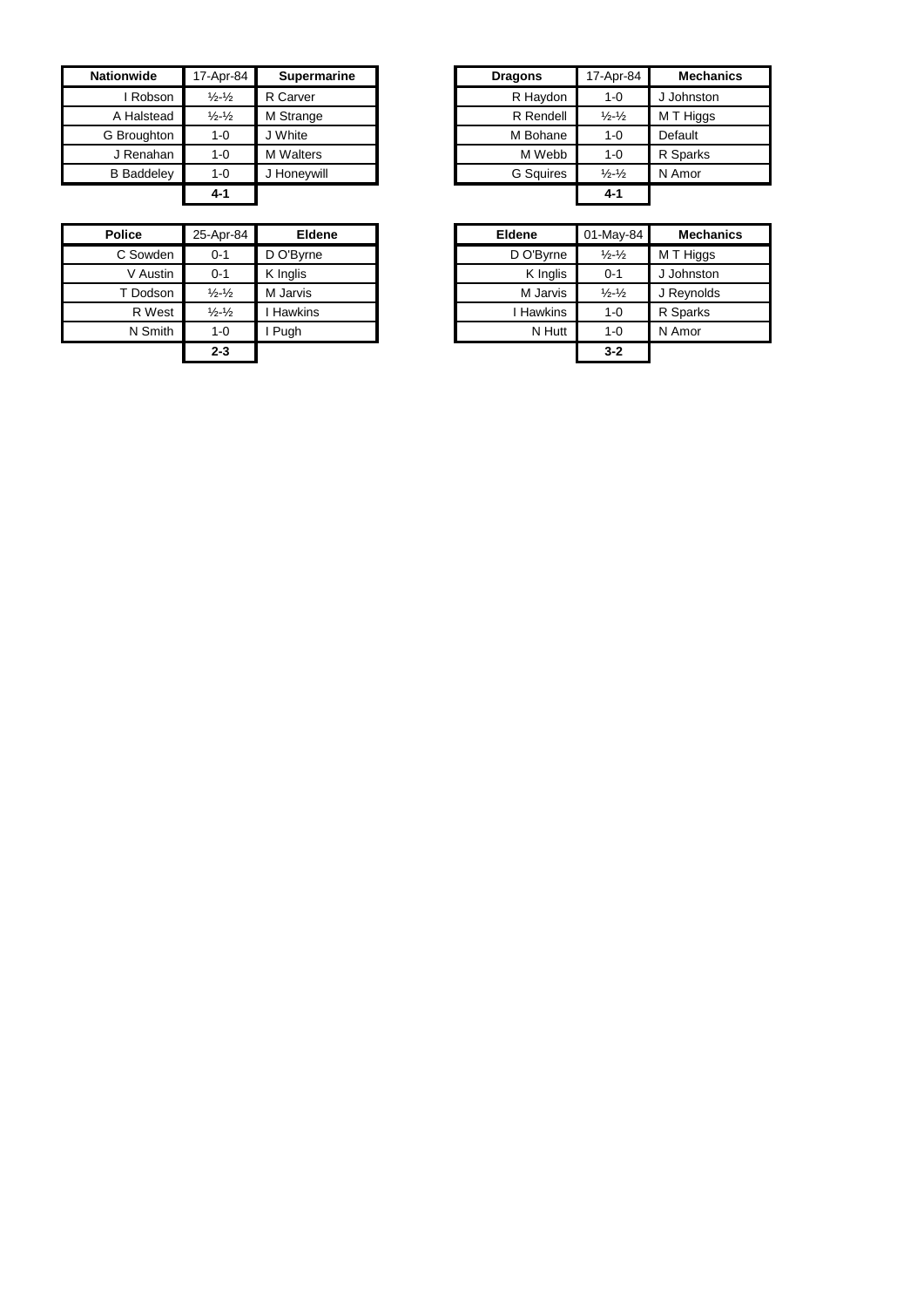| Nationwide | 17-Apr-84 | Supermarine |
|---|---|---|
| I Robson | ½-½ | R Carver |
| A Halstead | ½-½ | M Strange |
| G Broughton | 1-0 | J White |
| J Renahan | 1-0 | M Walters |
| B Baddeley | 1-0 | J Honeywill |
| | 4-1 | |

| Dragons | 17-Apr-84 | Mechanics |
|---|---|---|
| R Haydon | 1-0 | J Johnston |
| R Rendell | ½-½ | M T Higgs |
| M Bohane | 1-0 | Default |
| M Webb | 1-0 | R Sparks |
| G Squires | ½-½ | N Amor |
| | 4-1 | |

| Police | 25-Apr-84 | Eldene |
|---|---|---|
| C Sowden | 0-1 | D O'Byrne |
| V Austin | 0-1 | K Inglis |
| T Dodson | ½-½ | M Jarvis |
| R West | ½-½ | I Hawkins |
| N Smith | 1-0 | I Pugh |
| | 2-3 | |

| Eldene | 01-May-84 | Mechanics |
|---|---|---|
| D O'Byrne | ½-½ | M T Higgs |
| K Inglis | 0-1 | J Johnston |
| M Jarvis | ½-½ | J Reynolds |
| I Hawkins | 1-0 | R Sparks |
| N Hutt | 1-0 | N Amor |
| | 3-2 | |